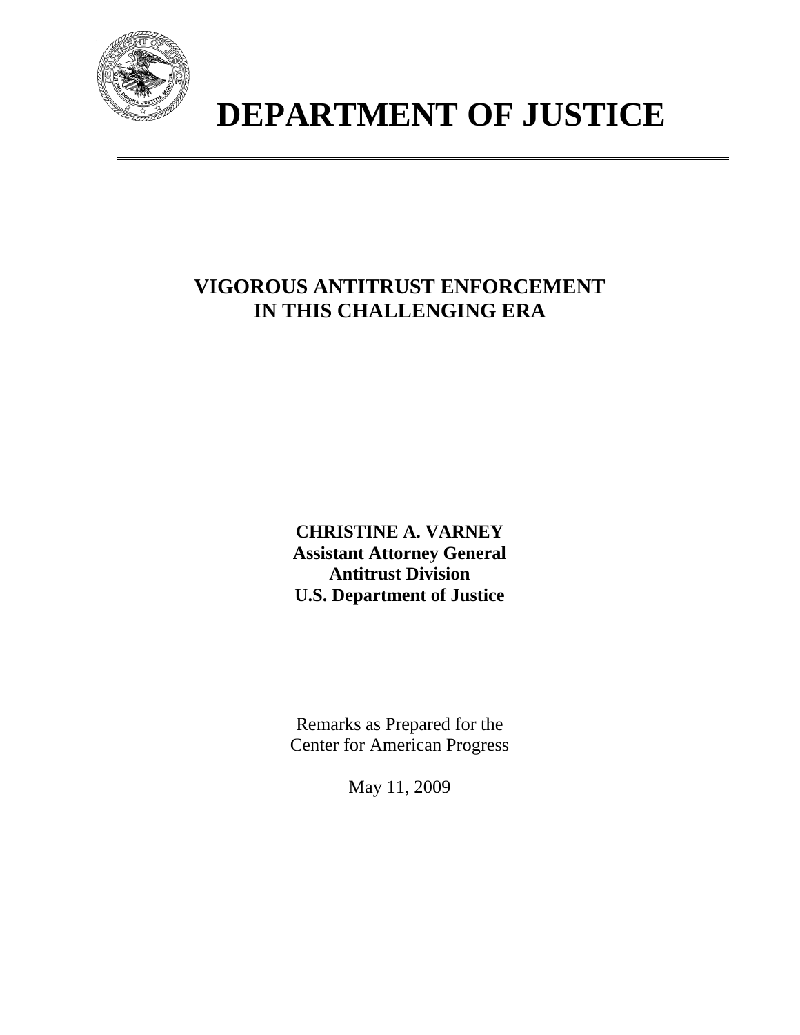# DEPARTMENT OF JUSTICE

## VIGOROUS ANTITRUST ENFORCEMENT IN THIS CHALLENGING ERA

**CHRISTINE A. VARNEY**
**Assistant Attorney General**
**Antitrust Division**
**U.S. Department of Justice**

Remarks as Prepared for the
Center for American Progress

May 11, 2009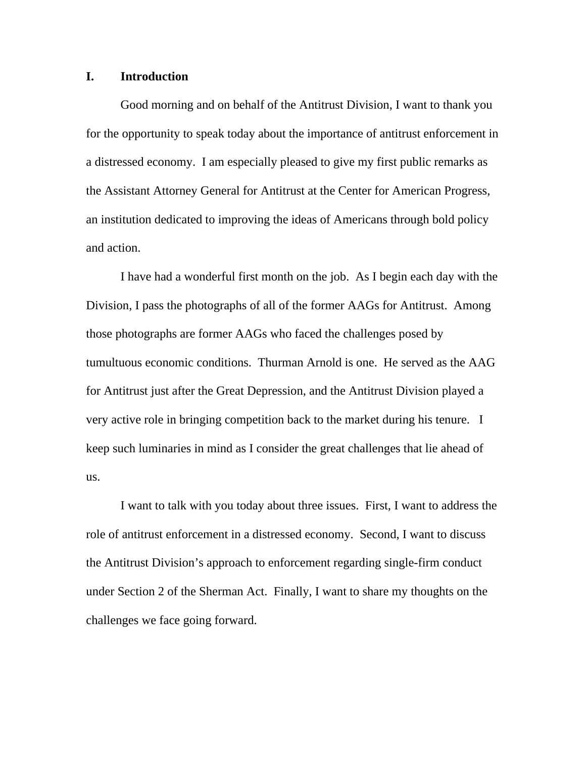## I. Introduction

Good morning and on behalf of the Antitrust Division, I want to thank you for the opportunity to speak today about the importance of antitrust enforcement in a distressed economy. I am especially pleased to give my first public remarks as the Assistant Attorney General for Antitrust at the Center for American Progress, an institution dedicated to improving the ideas of Americans through bold policy and action.

I have had a wonderful first month on the job. As I begin each day with the Division, I pass the photographs of all of the former AAGs for Antitrust. Among those photographs are former AAGs who faced the challenges posed by tumultuous economic conditions. Thurman Arnold is one. He served as the AAG for Antitrust just after the Great Depression, and the Antitrust Division played a very active role in bringing competition back to the market during his tenure. I keep such luminaries in mind as I consider the great challenges that lie ahead of us.

I want to talk with you today about three issues. First, I want to address the role of antitrust enforcement in a distressed economy. Second, I want to discuss the Antitrust Division's approach to enforcement regarding single-firm conduct under Section 2 of the Sherman Act. Finally, I want to share my thoughts on the challenges we face going forward.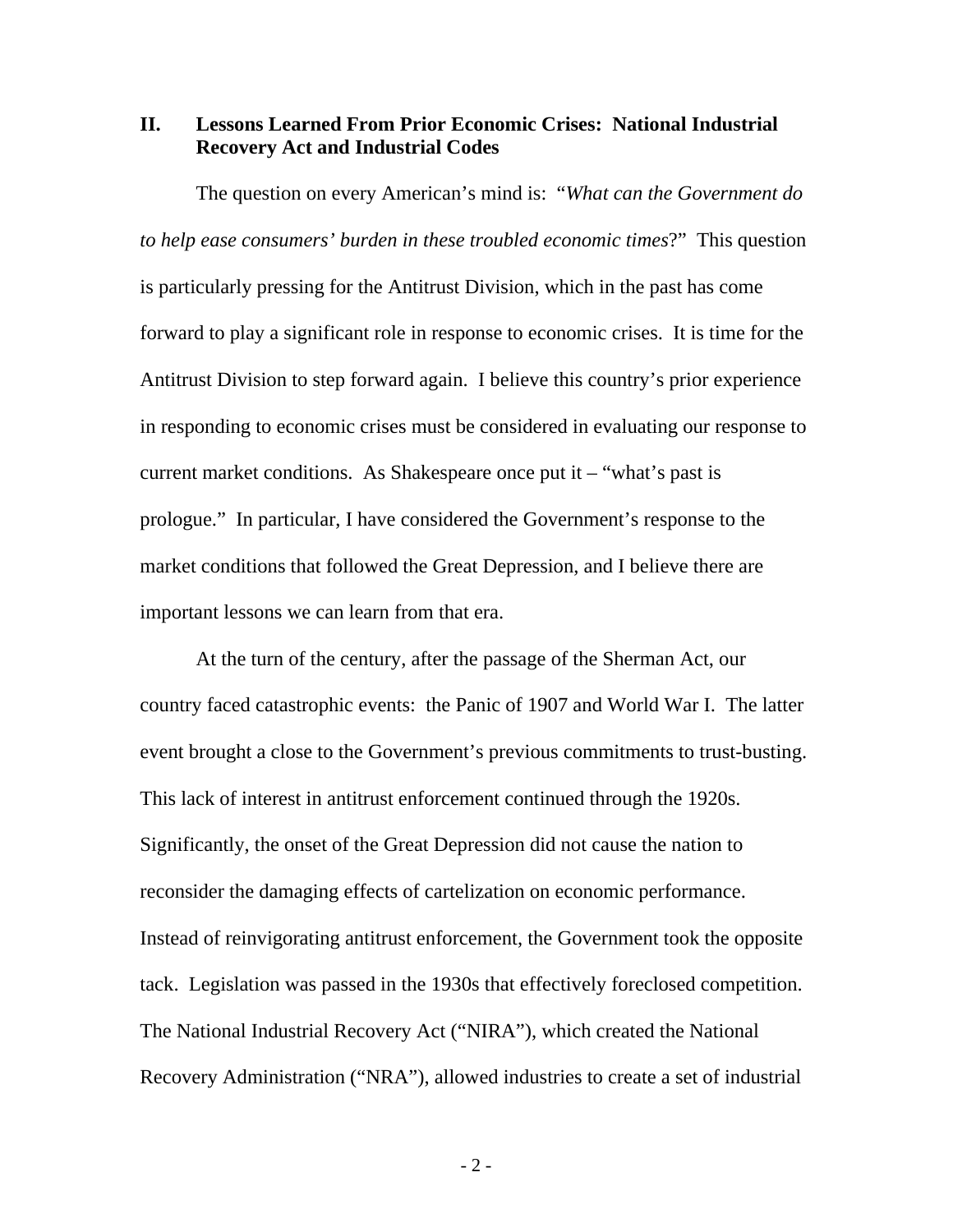## II. Lessons Learned From Prior Economic Crises: National Industrial Recovery Act and Industrial Codes

The question on every American's mind is: "*What can the Government do to help ease consumers' burden in these troubled economic times*?" This question is particularly pressing for the Antitrust Division, which in the past has come forward to play a significant role in response to economic crises. It is time for the Antitrust Division to step forward again. I believe this country's prior experience in responding to economic crises must be considered in evaluating our response to current market conditions. As Shakespeare once put it – "what's past is prologue." In particular, I have considered the Government's response to the market conditions that followed the Great Depression, and I believe there are important lessons we can learn from that era.

At the turn of the century, after the passage of the Sherman Act, our country faced catastrophic events: the Panic of 1907 and World War I. The latter event brought a close to the Government's previous commitments to trust-busting. This lack of interest in antitrust enforcement continued through the 1920s. Significantly, the onset of the Great Depression did not cause the nation to reconsider the damaging effects of cartelization on economic performance. Instead of reinvigorating antitrust enforcement, the Government took the opposite tack. Legislation was passed in the 1930s that effectively foreclosed competition. The National Industrial Recovery Act ("NIRA"), which created the National Recovery Administration ("NRA"), allowed industries to create a set of industrial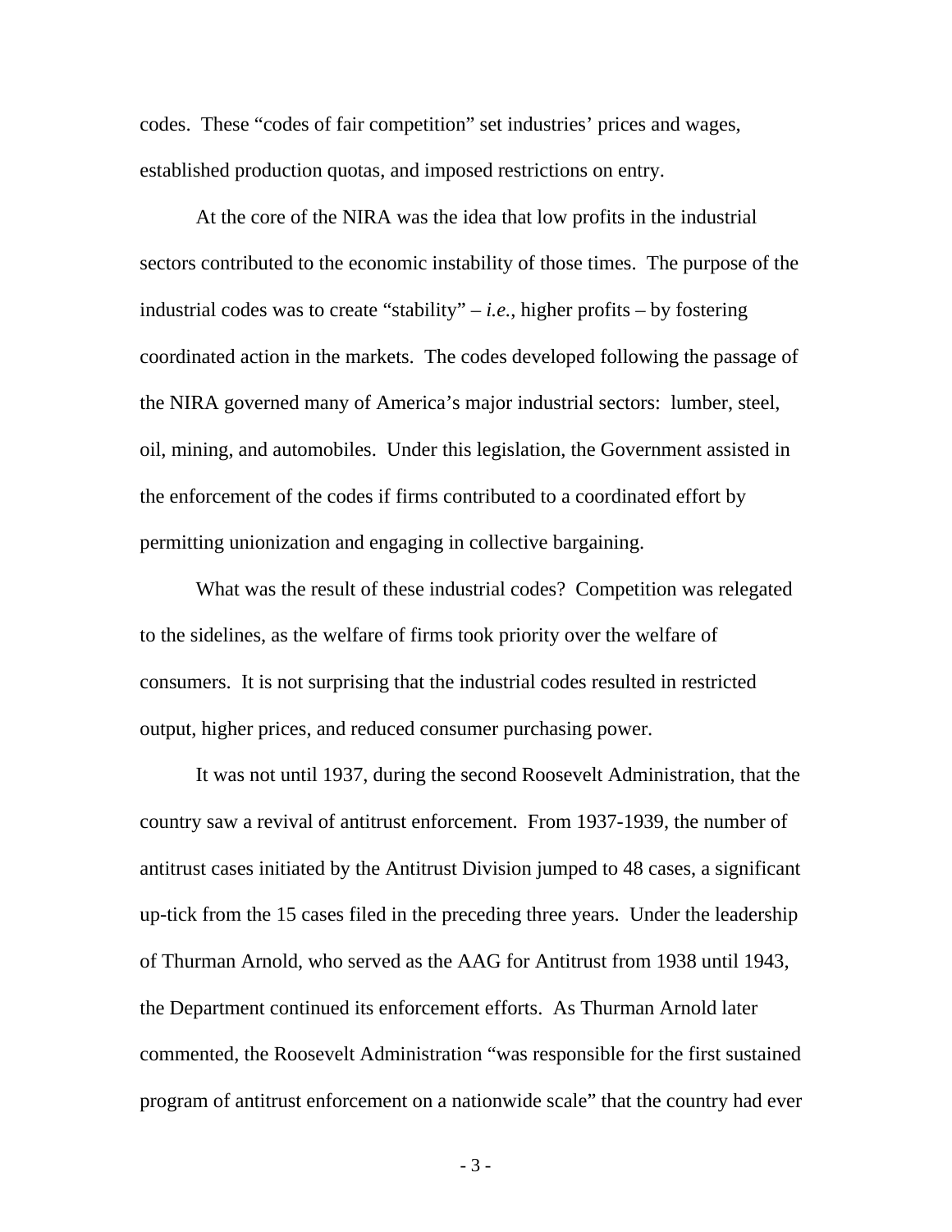codes. These "codes of fair competition" set industries' prices and wages, established production quotas, and imposed restrictions on entry.

At the core of the NIRA was the idea that low profits in the industrial sectors contributed to the economic instability of those times. The purpose of the industrial codes was to create "stability" – *i.e.*, higher profits – by fostering coordinated action in the markets. The codes developed following the passage of the NIRA governed many of America's major industrial sectors: lumber, steel, oil, mining, and automobiles. Under this legislation, the Government assisted in the enforcement of the codes if firms contributed to a coordinated effort by permitting unionization and engaging in collective bargaining.

What was the result of these industrial codes? Competition was relegated to the sidelines, as the welfare of firms took priority over the welfare of consumers. It is not surprising that the industrial codes resulted in restricted output, higher prices, and reduced consumer purchasing power.

It was not until 1937, during the second Roosevelt Administration, that the country saw a revival of antitrust enforcement. From 1937-1939, the number of antitrust cases initiated by the Antitrust Division jumped to 48 cases, a significant up-tick from the 15 cases filed in the preceding three years. Under the leadership of Thurman Arnold, who served as the AAG for Antitrust from 1938 until 1943, the Department continued its enforcement efforts. As Thurman Arnold later commented, the Roosevelt Administration "was responsible for the first sustained program of antitrust enforcement on a nationwide scale" that the country had ever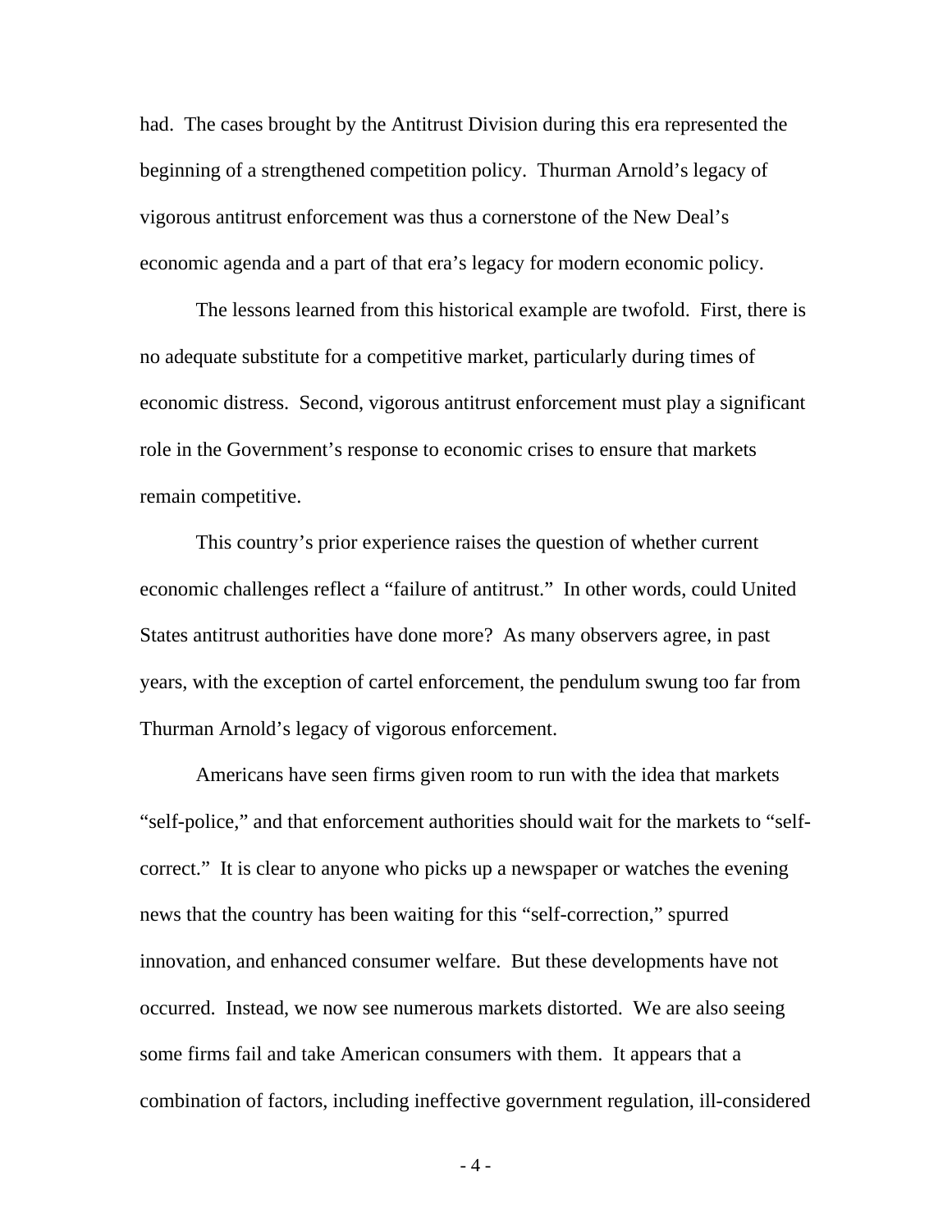had. The cases brought by the Antitrust Division during this era represented the beginning of a strengthened competition policy. Thurman Arnold's legacy of vigorous antitrust enforcement was thus a cornerstone of the New Deal's economic agenda and a part of that era's legacy for modern economic policy.

The lessons learned from this historical example are twofold. First, there is no adequate substitute for a competitive market, particularly during times of economic distress. Second, vigorous antitrust enforcement must play a significant role in the Government's response to economic crises to ensure that markets remain competitive.

This country's prior experience raises the question of whether current economic challenges reflect a "failure of antitrust." In other words, could United States antitrust authorities have done more? As many observers agree, in past years, with the exception of cartel enforcement, the pendulum swung too far from Thurman Arnold's legacy of vigorous enforcement.

Americans have seen firms given room to run with the idea that markets "self-police," and that enforcement authorities should wait for the markets to "self-correct." It is clear to anyone who picks up a newspaper or watches the evening news that the country has been waiting for this "self-correction," spurred innovation, and enhanced consumer welfare. But these developments have not occurred. Instead, we now see numerous markets distorted. We are also seeing some firms fail and take American consumers with them. It appears that a combination of factors, including ineffective government regulation, ill-considered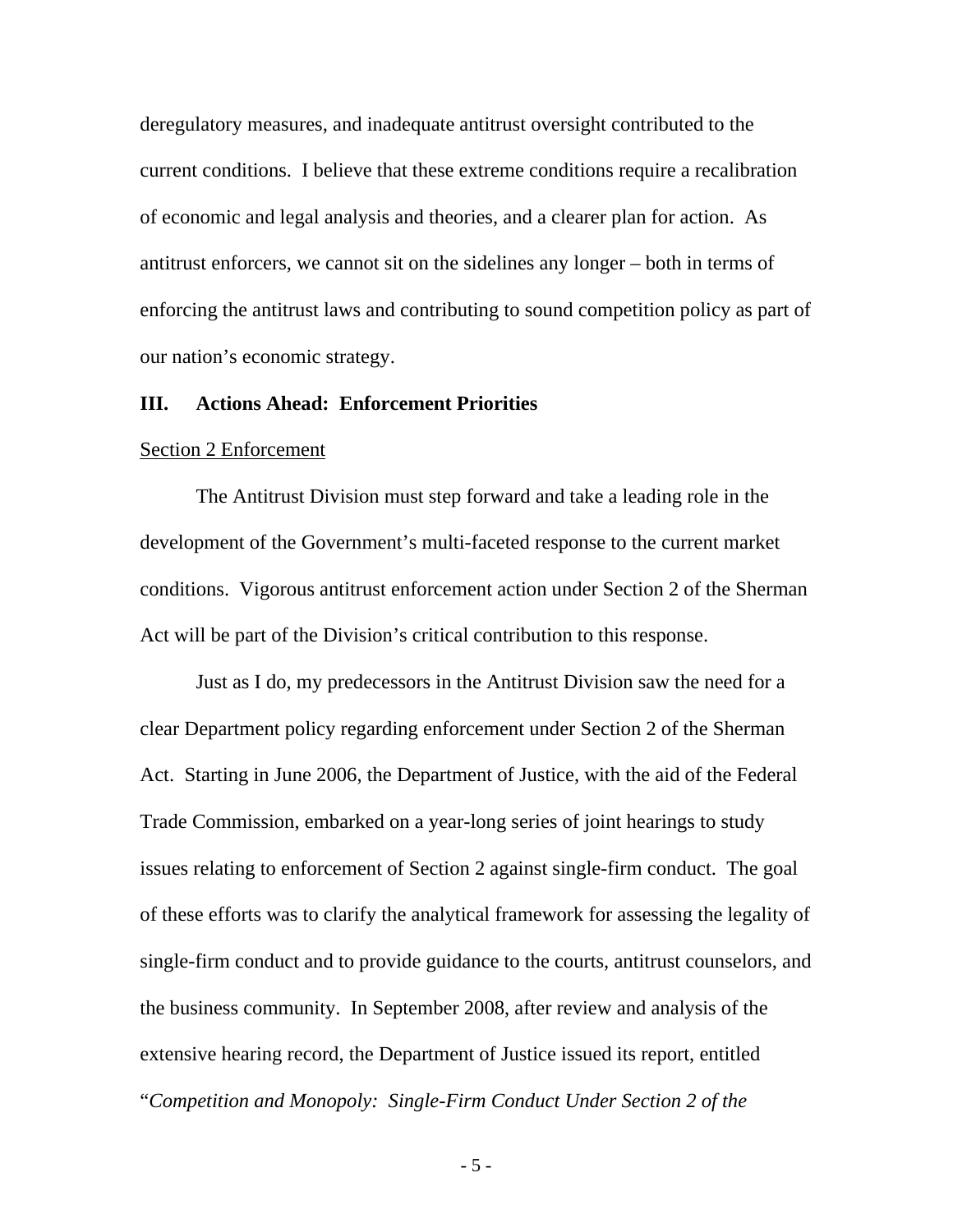deregulatory measures, and inadequate antitrust oversight contributed to the current conditions. I believe that these extreme conditions require a recalibration of economic and legal analysis and theories, and a clearer plan for action. As antitrust enforcers, we cannot sit on the sidelines any longer – both in terms of enforcing the antitrust laws and contributing to sound competition policy as part of our nation's economic strategy.

## III. Actions Ahead: Enforcement Priorities

<u>Section 2 Enforcement</u>

The Antitrust Division must step forward and take a leading role in the development of the Government's multi-faceted response to the current market conditions. Vigorous antitrust enforcement action under Section 2 of the Sherman Act will be part of the Division's critical contribution to this response.

Just as I do, my predecessors in the Antitrust Division saw the need for a clear Department policy regarding enforcement under Section 2 of the Sherman Act. Starting in June 2006, the Department of Justice, with the aid of the Federal Trade Commission, embarked on a year-long series of joint hearings to study issues relating to enforcement of Section 2 against single-firm conduct. The goal of these efforts was to clarify the analytical framework for assessing the legality of single-firm conduct and to provide guidance to the courts, antitrust counselors, and the business community. In September 2008, after review and analysis of the extensive hearing record, the Department of Justice issued its report, entitled "*Competition and Monopoly: Single-Firm Conduct Under Section 2 of the*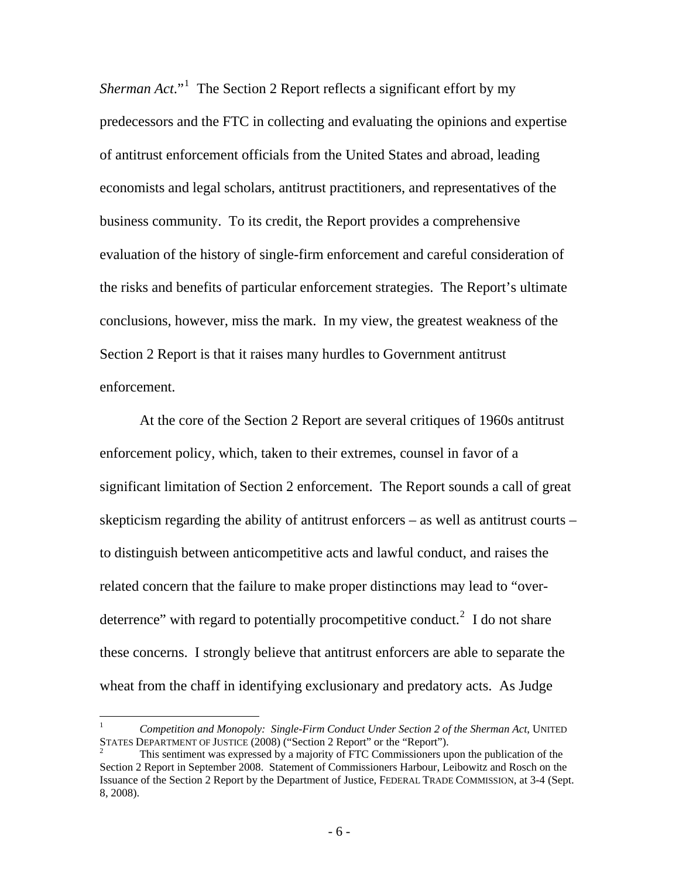*Sherman Act*."[1] The Section 2 Report reflects a significant effort by my predecessors and the FTC in collecting and evaluating the opinions and expertise of antitrust enforcement officials from the United States and abroad, leading economists and legal scholars, antitrust practitioners, and representatives of the business community. To its credit, the Report provides a comprehensive evaluation of the history of single-firm enforcement and careful consideration of the risks and benefits of particular enforcement strategies. The Report's ultimate conclusions, however, miss the mark. In my view, the greatest weakness of the Section 2 Report is that it raises many hurdles to Government antitrust enforcement.

At the core of the Section 2 Report are several critiques of 1960s antitrust enforcement policy, which, taken to their extremes, counsel in favor of a significant limitation of Section 2 enforcement. The Report sounds a call of great skepticism regarding the ability of antitrust enforcers – as well as antitrust courts – to distinguish between anticompetitive acts and lawful conduct, and raises the related concern that the failure to make proper distinctions may lead to "over-deterrence" with regard to potentially procompetitive conduct.[2] I do not share these concerns. I strongly believe that antitrust enforcers are able to separate the wheat from the chaff in identifying exclusionary and predatory acts. As Judge

---

[1] *Competition and Monopoly: Single-Firm Conduct Under Section 2 of the Sherman Act*, UNITED STATES DEPARTMENT OF JUSTICE (2008) ("Section 2 Report" or the "Report").

[2] This sentiment was expressed by a majority of FTC Commissioners upon the publication of the Section 2 Report in September 2008. Statement of Commissioners Harbour, Leibowitz and Rosch on the Issuance of the Section 2 Report by the Department of Justice, FEDERAL TRADE COMMISSION, at 3-4 (Sept. 8, 2008).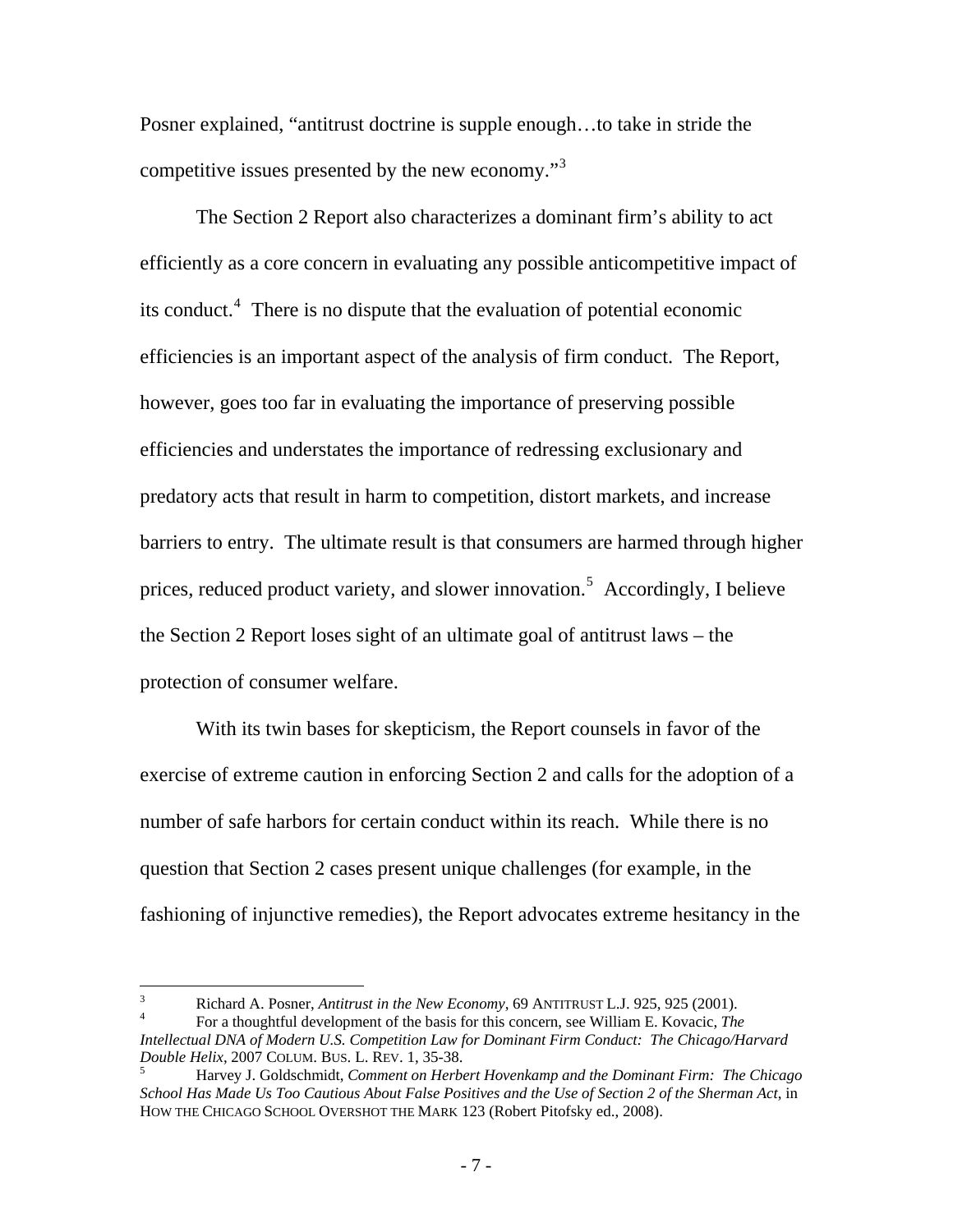Posner explained, "antitrust doctrine is supple enough…to take in stride the competitive issues presented by the new economy."[3]

The Section 2 Report also characterizes a dominant firm's ability to act efficiently as a core concern in evaluating any possible anticompetitive impact of its conduct.[4] There is no dispute that the evaluation of potential economic efficiencies is an important aspect of the analysis of firm conduct. The Report, however, goes too far in evaluating the importance of preserving possible efficiencies and understates the importance of redressing exclusionary and predatory acts that result in harm to competition, distort markets, and increase barriers to entry. The ultimate result is that consumers are harmed through higher prices, reduced product variety, and slower innovation.[5] Accordingly, I believe the Section 2 Report loses sight of an ultimate goal of antitrust laws – the protection of consumer welfare.

With its twin bases for skepticism, the Report counsels in favor of the exercise of extreme caution in enforcing Section 2 and calls for the adoption of a number of safe harbors for certain conduct within its reach. While there is no question that Section 2 cases present unique challenges (for example, in the fashioning of injunctive remedies), the Report advocates extreme hesitancy in the

---

[3] Richard A. Posner, *Antitrust in the New Economy*, 69 ANTITRUST L.J. 925, 925 (2001).

[4] For a thoughtful development of the basis for this concern, see William E. Kovacic, *The Intellectual DNA of Modern U.S. Competition Law for Dominant Firm Conduct: The Chicago/Harvard Double Helix*, 2007 COLUM. BUS. L. REV. 1, 35-38.

[5] Harvey J. Goldschmidt, *Comment on Herbert Hovenkamp and the Dominant Firm: The Chicago School Has Made Us Too Cautious About False Positives and the Use of Section 2 of the Sherman Act*, in HOW THE CHICAGO SCHOOL OVERSHOT THE MARK 123 (Robert Pitofsky ed., 2008).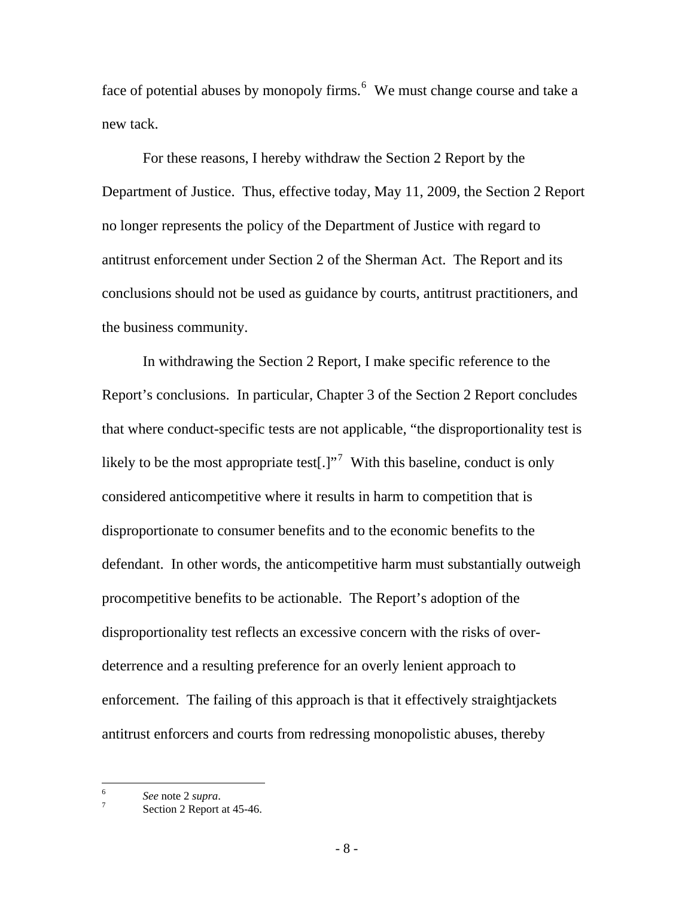face of potential abuses by monopoly firms.[6] We must change course and take a new tack.

For these reasons, I hereby withdraw the Section 2 Report by the Department of Justice. Thus, effective today, May 11, 2009, the Section 2 Report no longer represents the policy of the Department of Justice with regard to antitrust enforcement under Section 2 of the Sherman Act. The Report and its conclusions should not be used as guidance by courts, antitrust practitioners, and the business community.

In withdrawing the Section 2 Report, I make specific reference to the Report's conclusions. In particular, Chapter 3 of the Section 2 Report concludes that where conduct-specific tests are not applicable, "the disproportionality test is likely to be the most appropriate test[.]"[7] With this baseline, conduct is only considered anticompetitive where it results in harm to competition that is disproportionate to consumer benefits and to the economic benefits to the defendant. In other words, the anticompetitive harm must substantially outweigh procompetitive benefits to be actionable. The Report's adoption of the disproportionality test reflects an excessive concern with the risks of over-deterrence and a resulting preference for an overly lenient approach to enforcement. The failing of this approach is that it effectively straightjackets antitrust enforcers and courts from redressing monopolistic abuses, thereby

---

[6] *See* note 2 *supra*.

[7] Section 2 Report at 45-46.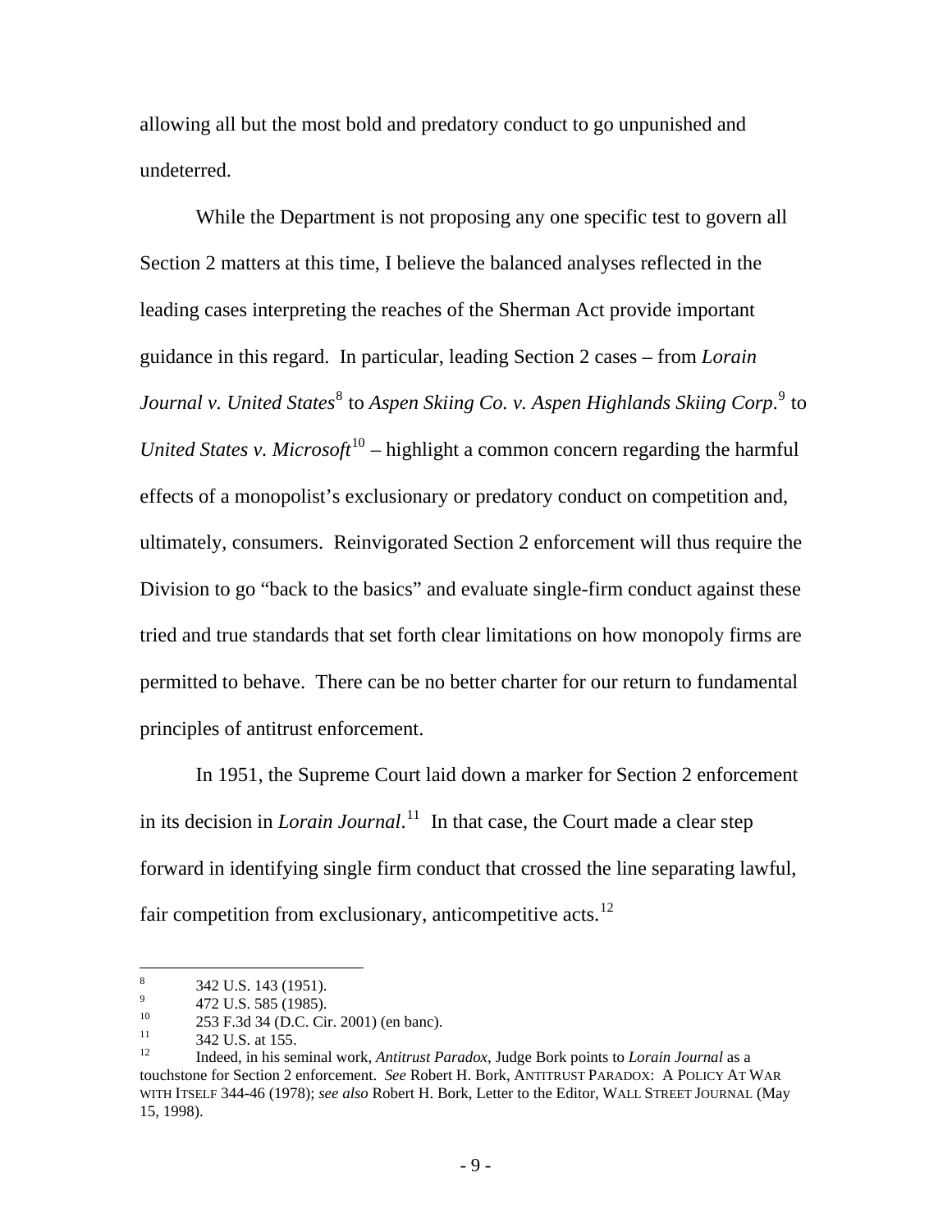allowing all but the most bold and predatory conduct to go unpunished and undeterred.

While the Department is not proposing any one specific test to govern all Section 2 matters at this time, I believe the balanced analyses reflected in the leading cases interpreting the reaches of the Sherman Act provide important guidance in this regard. In particular, leading Section 2 cases – from *Lorain Journal v. United States*[8] to *Aspen Skiing Co. v. Aspen Highlands Skiing Corp*.[9] to *United States v. Microsoft*[10] – highlight a common concern regarding the harmful effects of a monopolist's exclusionary or predatory conduct on competition and, ultimately, consumers. Reinvigorated Section 2 enforcement will thus require the Division to go "back to the basics" and evaluate single-firm conduct against these tried and true standards that set forth clear limitations on how monopoly firms are permitted to behave. There can be no better charter for our return to fundamental principles of antitrust enforcement.

In 1951, the Supreme Court laid down a marker for Section 2 enforcement in its decision in *Lorain Journal*.[11] In that case, the Court made a clear step forward in identifying single firm conduct that crossed the line separating lawful, fair competition from exclusionary, anticompetitive acts.[12]

---

[8] 342 U.S. 143 (1951).

[9] 472 U.S. 585 (1985).

[10] 253 F.3d 34 (D.C. Cir. 2001) (en banc).

[11] 342 U.S. at 155.

[12] Indeed, in his seminal work, *Antitrust Paradox*, Judge Bork points to *Lorain Journal* as a touchstone for Section 2 enforcement. *See* Robert H. Bork, ANTITRUST PARADOX: A POLICY AT WAR WITH ITSELF 344-46 (1978); *see also* Robert H. Bork, Letter to the Editor, WALL STREET JOURNAL (May 15, 1998).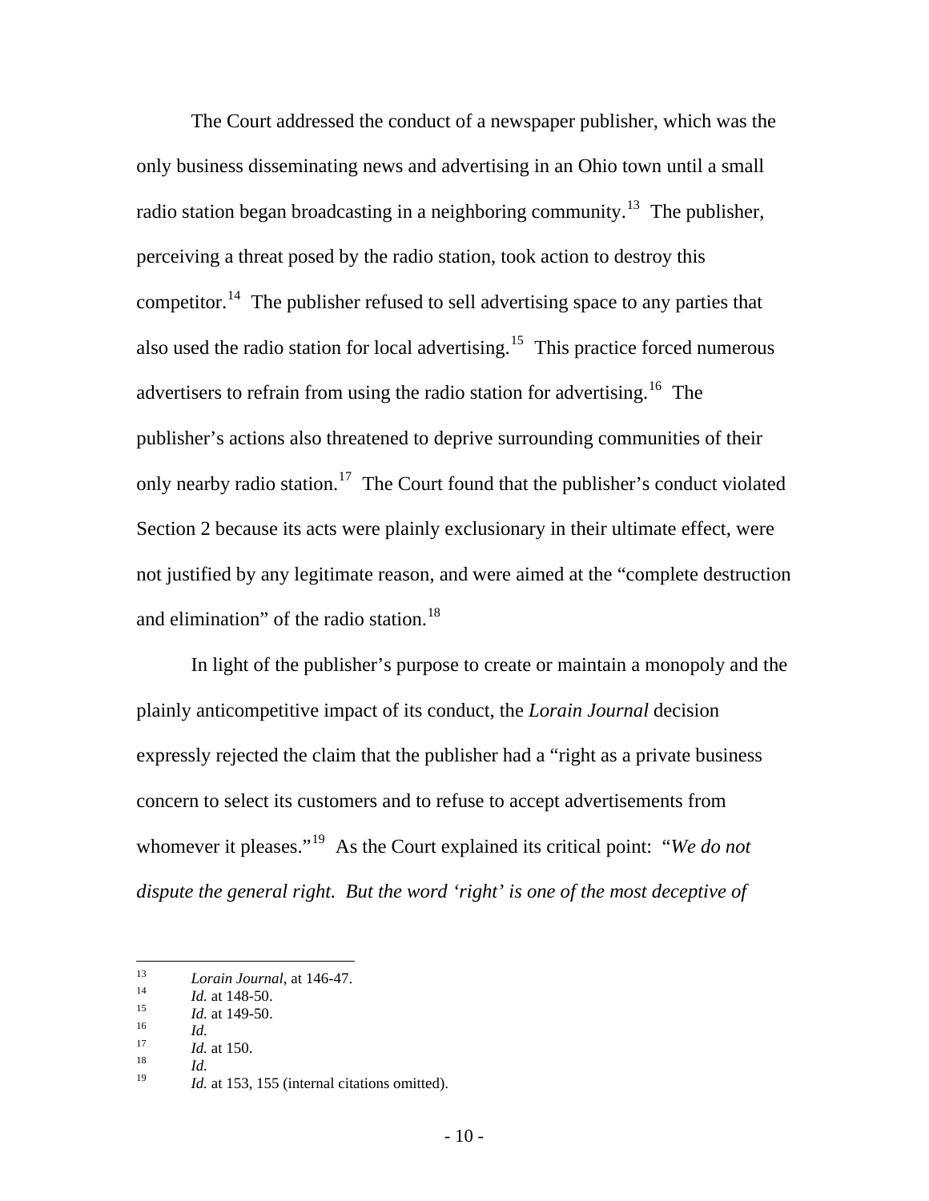The Court addressed the conduct of a newspaper publisher, which was the only business disseminating news and advertising in an Ohio town until a small radio station began broadcasting in a neighboring community.[13] The publisher, perceiving a threat posed by the radio station, took action to destroy this competitor.[14] The publisher refused to sell advertising space to any parties that also used the radio station for local advertising.[15] This practice forced numerous advertisers to refrain from using the radio station for advertising.[16] The publisher's actions also threatened to deprive surrounding communities of their only nearby radio station.[17] The Court found that the publisher's conduct violated Section 2 because its acts were plainly exclusionary in their ultimate effect, were not justified by any legitimate reason, and were aimed at the "complete destruction and elimination" of the radio station.[18]

In light of the publisher's purpose to create or maintain a monopoly and the plainly anticompetitive impact of its conduct, the *Lorain Journal* decision expressly rejected the claim that the publisher had a "right as a private business concern to select its customers and to refuse to accept advertisements from whomever it pleases."[19] As the Court explained its critical point: "*We do not dispute the general right. But the word 'right' is one of the most deceptive of*

---

13 *Lorain Journal*, at 146-47.
14 *Id.* at 148-50.
15 *Id.* at 149-50.
16 *Id.*
17 *Id.* at 150.
18 *Id.*
19 *Id.* at 153, 155 (internal citations omitted).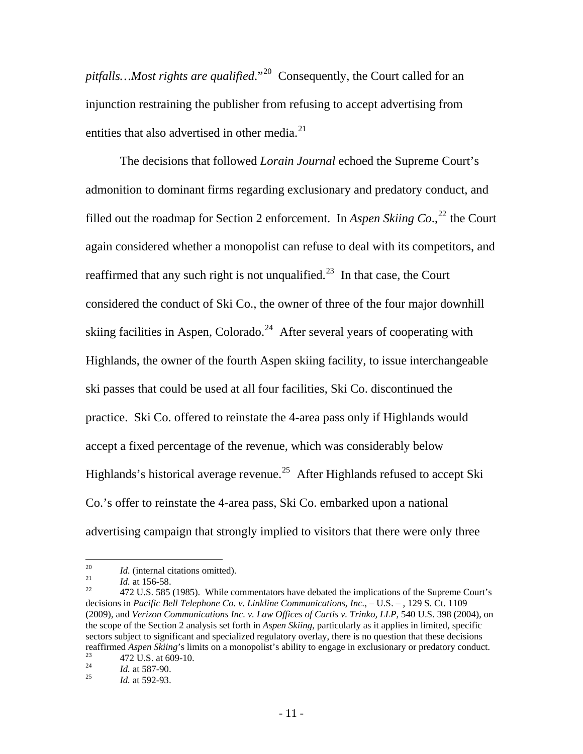*pitfalls…Most rights are qualified*."[20] Consequently, the Court called for an injunction restraining the publisher from refusing to accept advertising from entities that also advertised in other media.[21]

The decisions that followed *Lorain Journal* echoed the Supreme Court's admonition to dominant firms regarding exclusionary and predatory conduct, and filled out the roadmap for Section 2 enforcement. In *Aspen Skiing Co.*,[22] the Court again considered whether a monopolist can refuse to deal with its competitors, and reaffirmed that any such right is not unqualified.[23] In that case, the Court considered the conduct of Ski Co., the owner of three of the four major downhill skiing facilities in Aspen, Colorado.[24] After several years of cooperating with Highlands, the owner of the fourth Aspen skiing facility, to issue interchangeable ski passes that could be used at all four facilities, Ski Co. discontinued the practice. Ski Co. offered to reinstate the 4-area pass only if Highlands would accept a fixed percentage of the revenue, which was considerably below Highlands's historical average revenue.[25] After Highlands refused to accept Ski Co.'s offer to reinstate the 4-area pass, Ski Co. embarked upon a national advertising campaign that strongly implied to visitors that there were only three

---

[20] *Id.* (internal citations omitted).

[21] *Id.* at 156-58.

[22] 472 U.S. 585 (1985). While commentators have debated the implications of the Supreme Court's decisions in *Pacific Bell Telephone Co. v. Linkline Communications, Inc.*, – U.S. – , 129 S. Ct. 1109 (2009), and *Verizon Communications Inc. v. Law Offices of Curtis v. Trinko, LLP*, 540 U.S. 398 (2004), on the scope of the Section 2 analysis set forth in *Aspen Skiing*, particularly as it applies in limited, specific sectors subject to significant and specialized regulatory overlay, there is no question that these decisions reaffirmed *Aspen Skiing*'s limits on a monopolist's ability to engage in exclusionary or predatory conduct.

[23] 472 U.S. at 609-10.

[24] *Id.* at 587-90.

[25] *Id.* at 592-93.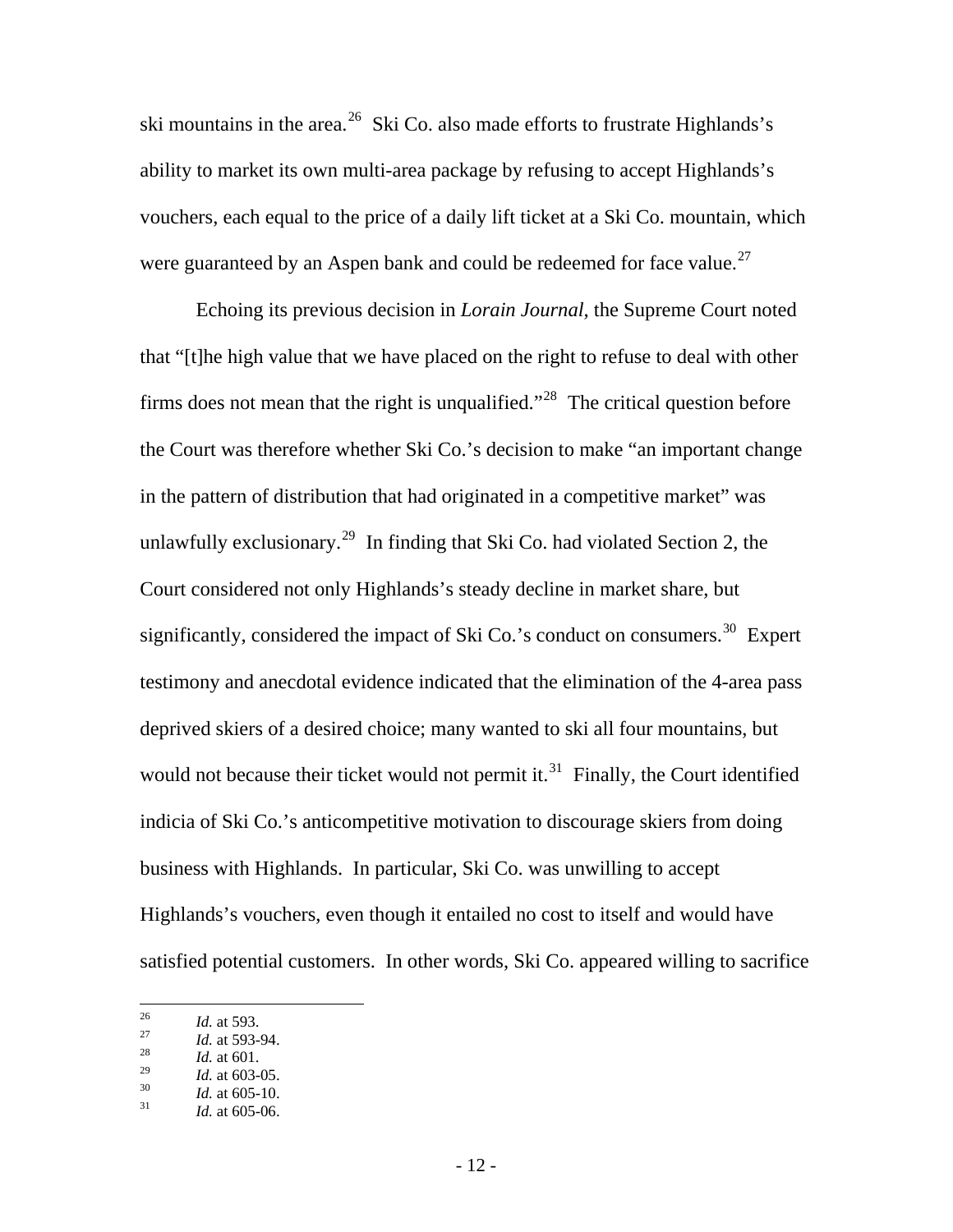ski mountains in the area.[26] Ski Co. also made efforts to frustrate Highlands's ability to market its own multi-area package by refusing to accept Highlands's vouchers, each equal to the price of a daily lift ticket at a Ski Co. mountain, which were guaranteed by an Aspen bank and could be redeemed for face value.[27]

Echoing its previous decision in *Lorain Journal*, the Supreme Court noted that "[t]he high value that we have placed on the right to refuse to deal with other firms does not mean that the right is unqualified."[28] The critical question before the Court was therefore whether Ski Co.'s decision to make "an important change in the pattern of distribution that had originated in a competitive market" was unlawfully exclusionary.[29] In finding that Ski Co. had violated Section 2, the Court considered not only Highlands's steady decline in market share, but significantly, considered the impact of Ski Co.'s conduct on consumers.[30] Expert testimony and anecdotal evidence indicated that the elimination of the 4-area pass deprived skiers of a desired choice; many wanted to ski all four mountains, but would not because their ticket would not permit it.[31] Finally, the Court identified indicia of Ski Co.'s anticompetitive motivation to discourage skiers from doing business with Highlands. In particular, Ski Co. was unwilling to accept Highlands's vouchers, even though it entailed no cost to itself and would have satisfied potential customers. In other words, Ski Co. appeared willing to sacrifice

---

[26] *Id.* at 593.
[27] *Id.* at 593-94.
[28] *Id.* at 601.
[29] *Id.* at 603-05.
[30] *Id.* at 605-10.
[31] *Id.* at 605-06.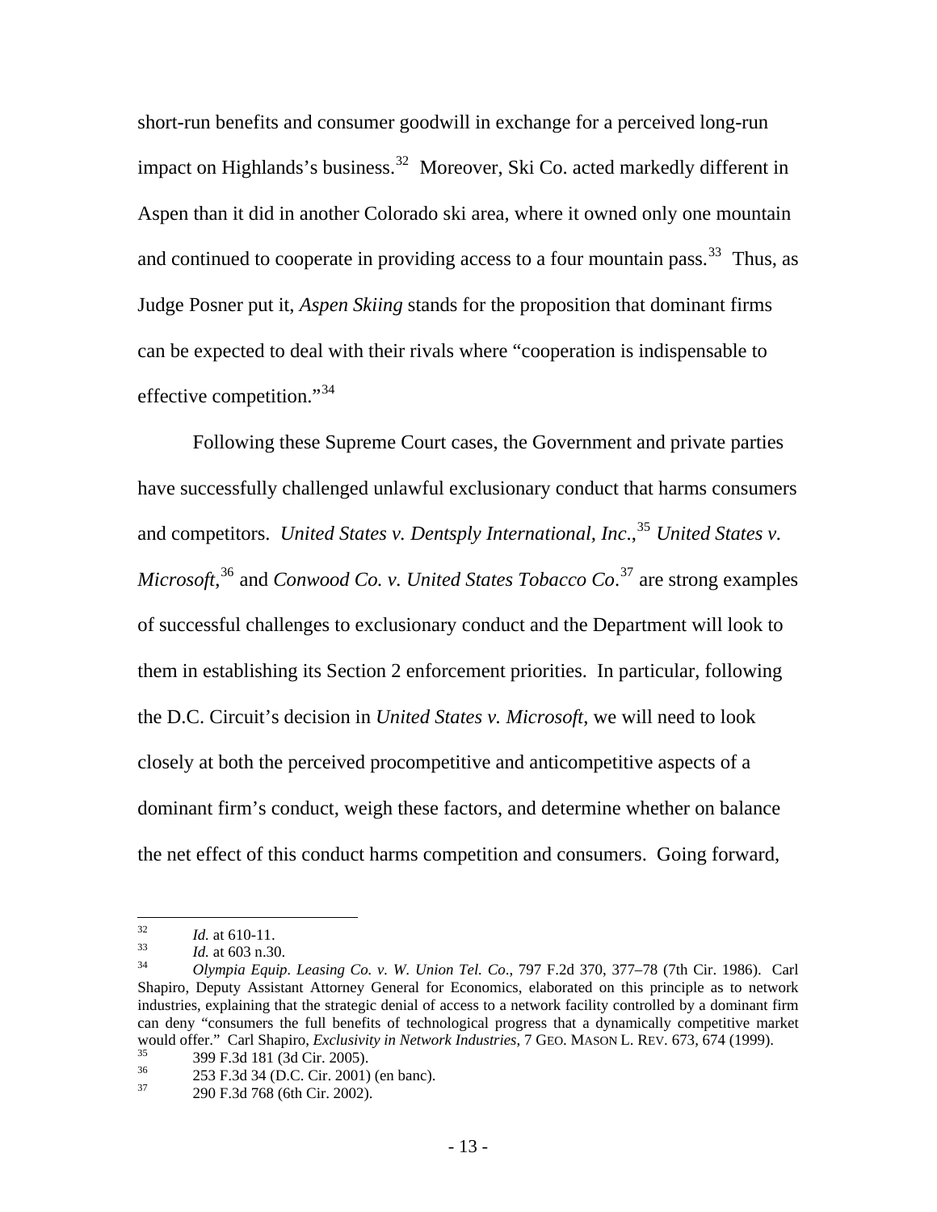short-run benefits and consumer goodwill in exchange for a perceived long-run impact on Highlands's business.[32] Moreover, Ski Co. acted markedly different in Aspen than it did in another Colorado ski area, where it owned only one mountain and continued to cooperate in providing access to a four mountain pass.[33] Thus, as Judge Posner put it, *Aspen Skiing* stands for the proposition that dominant firms can be expected to deal with their rivals where "cooperation is indispensable to effective competition."[34]

Following these Supreme Court cases, the Government and private parties have successfully challenged unlawful exclusionary conduct that harms consumers and competitors. *United States v. Dentsply International, Inc.*,[35] *United States v. Microsoft*,[36] and *Conwood Co. v. United States Tobacco Co*.[37] are strong examples of successful challenges to exclusionary conduct and the Department will look to them in establishing its Section 2 enforcement priorities. In particular, following the D.C. Circuit's decision in *United States v. Microsoft*, we will need to look closely at both the perceived procompetitive and anticompetitive aspects of a dominant firm's conduct, weigh these factors, and determine whether on balance the net effect of this conduct harms competition and consumers. Going forward,

---

[32] *Id.* at 610-11.

[33] *Id.* at 603 n.30.

[34] *Olympia Equip. Leasing Co. v. W. Union Tel. Co*., 797 F.2d 370, 377–78 (7th Cir. 1986). Carl Shapiro, Deputy Assistant Attorney General for Economics, elaborated on this principle as to network industries, explaining that the strategic denial of access to a network facility controlled by a dominant firm can deny "consumers the full benefits of technological progress that a dynamically competitive market would offer." Carl Shapiro, *Exclusivity in Network Industries*, 7 GEO. MASON L. REV. 673, 674 (1999).

[35] 399 F.3d 181 (3d Cir. 2005).

[36] 253 F.3d 34 (D.C. Cir. 2001) (en banc).

[37] 290 F.3d 768 (6th Cir. 2002).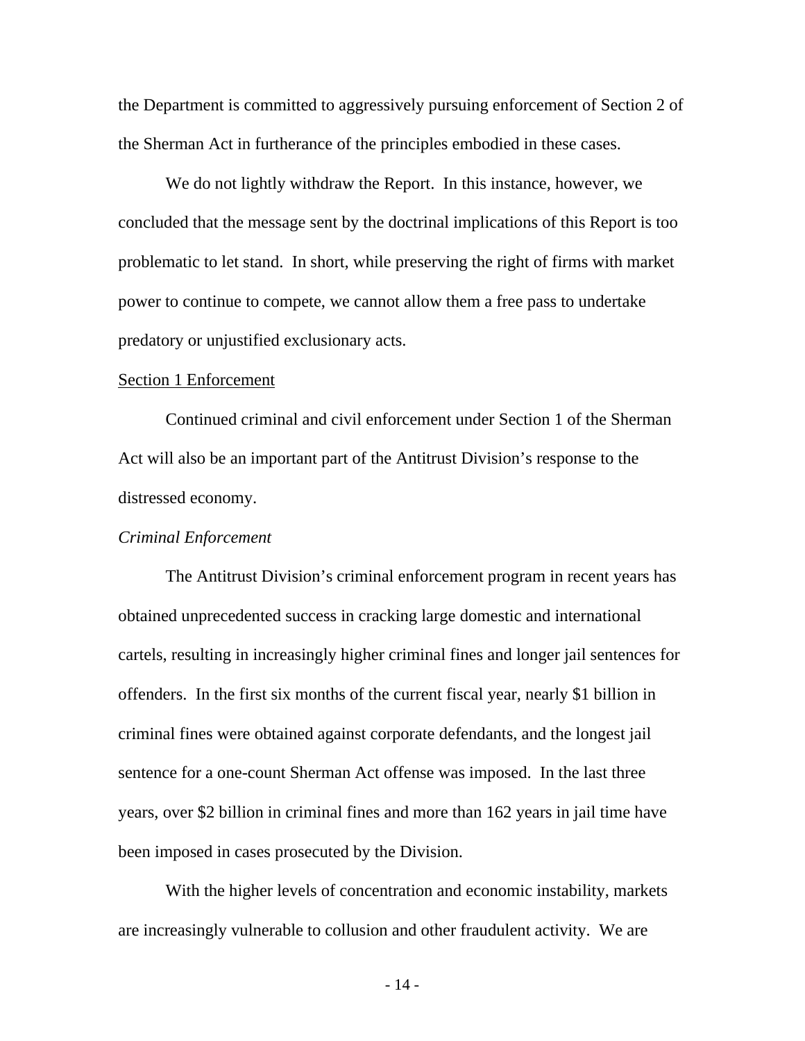the Department is committed to aggressively pursuing enforcement of Section 2 of the Sherman Act in furtherance of the principles embodied in these cases.

We do not lightly withdraw the Report. In this instance, however, we concluded that the message sent by the doctrinal implications of this Report is too problematic to let stand. In short, while preserving the right of firms with market power to continue to compete, we cannot allow them a free pass to undertake predatory or unjustified exclusionary acts.

<u>Section 1 Enforcement</u>

Continued criminal and civil enforcement under Section 1 of the Sherman Act will also be an important part of the Antitrust Division's response to the distressed economy.

*Criminal Enforcement*

The Antitrust Division's criminal enforcement program in recent years has obtained unprecedented success in cracking large domestic and international cartels, resulting in increasingly higher criminal fines and longer jail sentences for offenders. In the first six months of the current fiscal year, nearly $1 billion in criminal fines were obtained against corporate defendants, and the longest jail sentence for a one-count Sherman Act offense was imposed. In the last three years, over $2 billion in criminal fines and more than 162 years in jail time have been imposed in cases prosecuted by the Division.

With the higher levels of concentration and economic instability, markets are increasingly vulnerable to collusion and other fraudulent activity. We are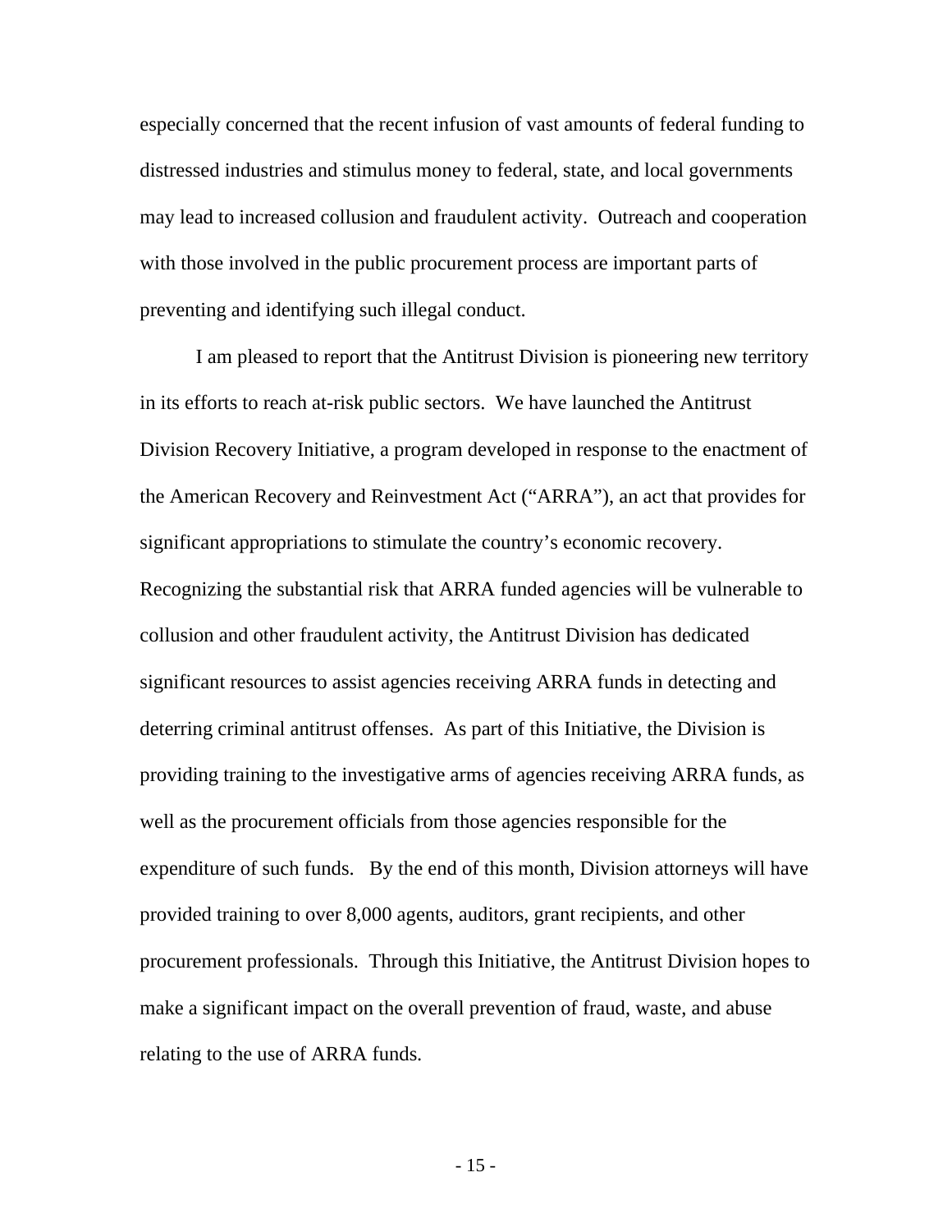especially concerned that the recent infusion of vast amounts of federal funding to distressed industries and stimulus money to federal, state, and local governments may lead to increased collusion and fraudulent activity. Outreach and cooperation with those involved in the public procurement process are important parts of preventing and identifying such illegal conduct.

I am pleased to report that the Antitrust Division is pioneering new territory in its efforts to reach at-risk public sectors. We have launched the Antitrust Division Recovery Initiative, a program developed in response to the enactment of the American Recovery and Reinvestment Act ("ARRA"), an act that provides for significant appropriations to stimulate the country's economic recovery. Recognizing the substantial risk that ARRA funded agencies will be vulnerable to collusion and other fraudulent activity, the Antitrust Division has dedicated significant resources to assist agencies receiving ARRA funds in detecting and deterring criminal antitrust offenses. As part of this Initiative, the Division is providing training to the investigative arms of agencies receiving ARRA funds, as well as the procurement officials from those agencies responsible for the expenditure of such funds. By the end of this month, Division attorneys will have provided training to over 8,000 agents, auditors, grant recipients, and other procurement professionals. Through this Initiative, the Antitrust Division hopes to make a significant impact on the overall prevention of fraud, waste, and abuse relating to the use of ARRA funds.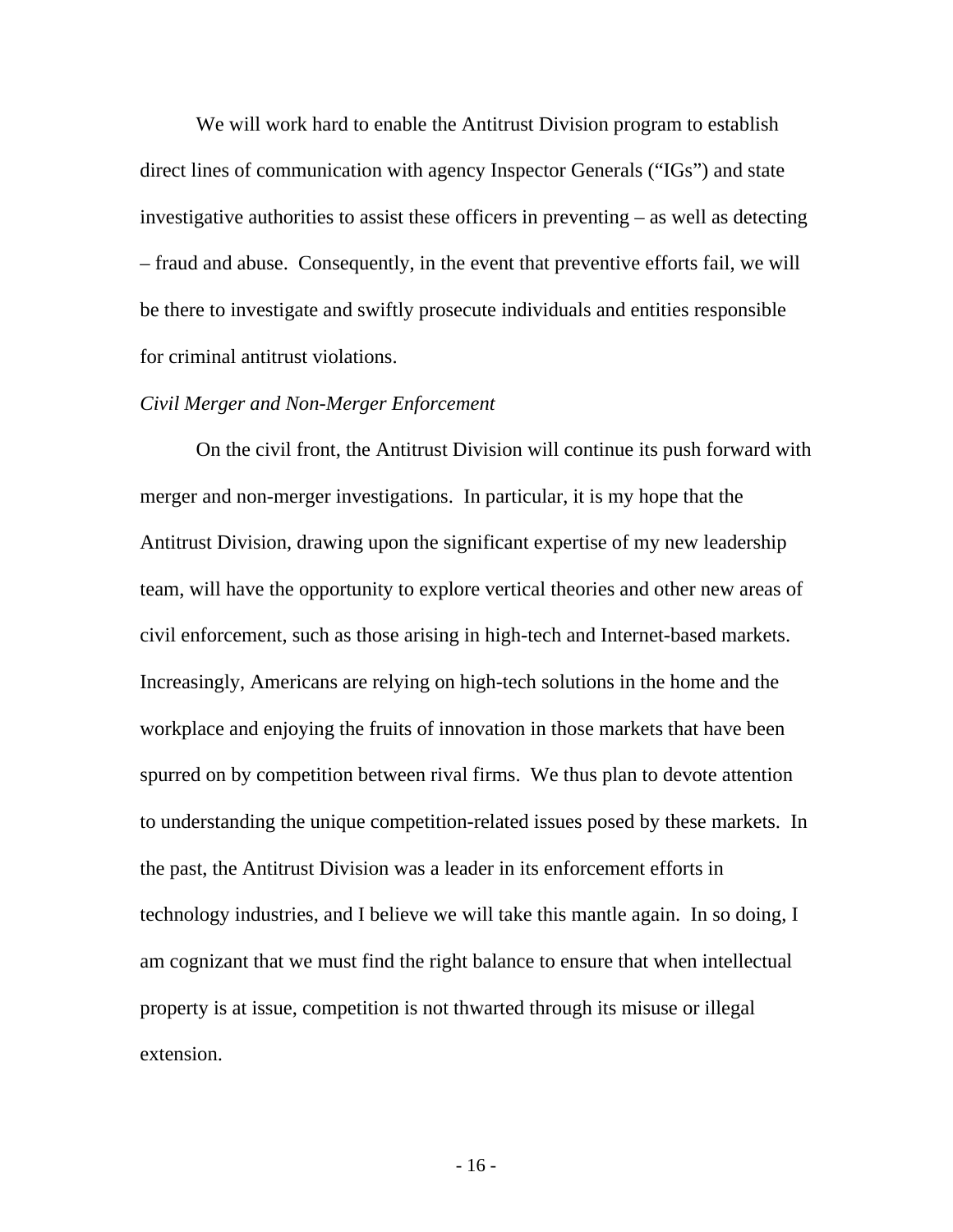We will work hard to enable the Antitrust Division program to establish direct lines of communication with agency Inspector Generals ("IGs") and state investigative authorities to assist these officers in preventing – as well as detecting – fraud and abuse. Consequently, in the event that preventive efforts fail, we will be there to investigate and swiftly prosecute individuals and entities responsible for criminal antitrust violations.

*Civil Merger and Non-Merger Enforcement*

On the civil front, the Antitrust Division will continue its push forward with merger and non-merger investigations. In particular, it is my hope that the Antitrust Division, drawing upon the significant expertise of my new leadership team, will have the opportunity to explore vertical theories and other new areas of civil enforcement, such as those arising in high-tech and Internet-based markets. Increasingly, Americans are relying on high-tech solutions in the home and the workplace and enjoying the fruits of innovation in those markets that have been spurred on by competition between rival firms. We thus plan to devote attention to understanding the unique competition-related issues posed by these markets. In the past, the Antitrust Division was a leader in its enforcement efforts in technology industries, and I believe we will take this mantle again. In so doing, I am cognizant that we must find the right balance to ensure that when intellectual property is at issue, competition is not thwarted through its misuse or illegal extension.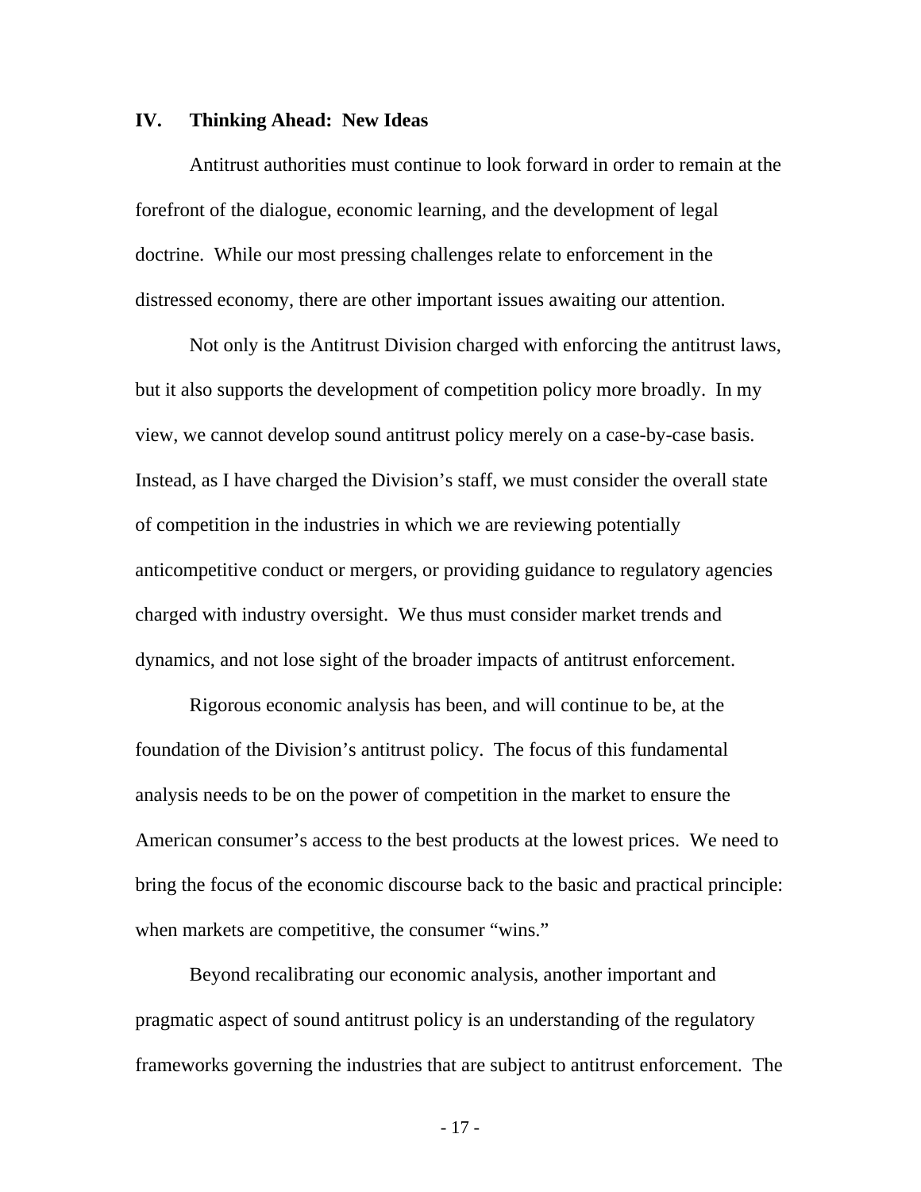## IV. Thinking Ahead: New Ideas

Antitrust authorities must continue to look forward in order to remain at the forefront of the dialogue, economic learning, and the development of legal doctrine. While our most pressing challenges relate to enforcement in the distressed economy, there are other important issues awaiting our attention.

Not only is the Antitrust Division charged with enforcing the antitrust laws, but it also supports the development of competition policy more broadly. In my view, we cannot develop sound antitrust policy merely on a case-by-case basis. Instead, as I have charged the Division's staff, we must consider the overall state of competition in the industries in which we are reviewing potentially anticompetitive conduct or mergers, or providing guidance to regulatory agencies charged with industry oversight. We thus must consider market trends and dynamics, and not lose sight of the broader impacts of antitrust enforcement.

Rigorous economic analysis has been, and will continue to be, at the foundation of the Division's antitrust policy. The focus of this fundamental analysis needs to be on the power of competition in the market to ensure the American consumer's access to the best products at the lowest prices. We need to bring the focus of the economic discourse back to the basic and practical principle: when markets are competitive, the consumer "wins."

Beyond recalibrating our economic analysis, another important and pragmatic aspect of sound antitrust policy is an understanding of the regulatory frameworks governing the industries that are subject to antitrust enforcement. The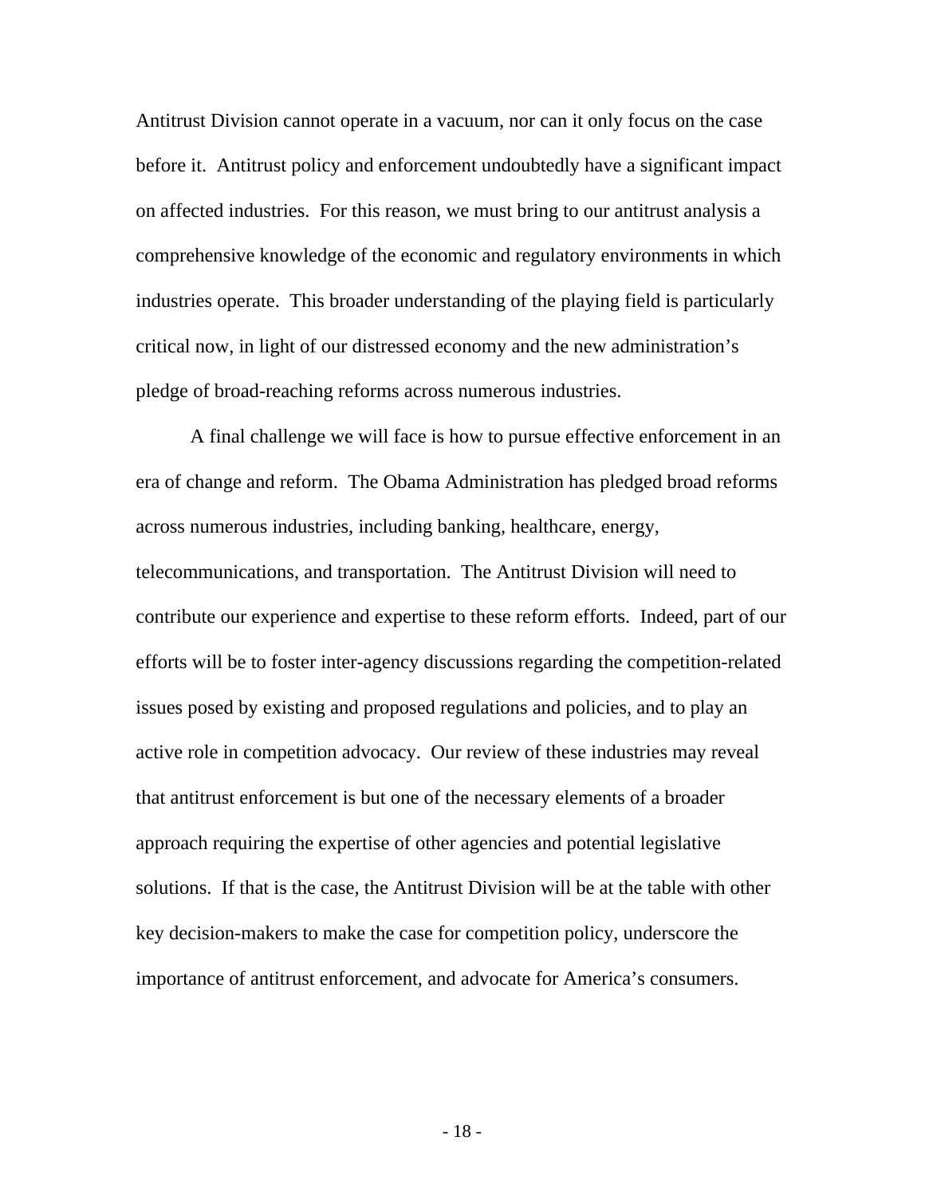Antitrust Division cannot operate in a vacuum, nor can it only focus on the case before it. Antitrust policy and enforcement undoubtedly have a significant impact on affected industries. For this reason, we must bring to our antitrust analysis a comprehensive knowledge of the economic and regulatory environments in which industries operate. This broader understanding of the playing field is particularly critical now, in light of our distressed economy and the new administration's pledge of broad-reaching reforms across numerous industries.

A final challenge we will face is how to pursue effective enforcement in an era of change and reform. The Obama Administration has pledged broad reforms across numerous industries, including banking, healthcare, energy, telecommunications, and transportation. The Antitrust Division will need to contribute our experience and expertise to these reform efforts. Indeed, part of our efforts will be to foster inter-agency discussions regarding the competition-related issues posed by existing and proposed regulations and policies, and to play an active role in competition advocacy. Our review of these industries may reveal that antitrust enforcement is but one of the necessary elements of a broader approach requiring the expertise of other agencies and potential legislative solutions. If that is the case, the Antitrust Division will be at the table with other key decision-makers to make the case for competition policy, underscore the importance of antitrust enforcement, and advocate for America's consumers.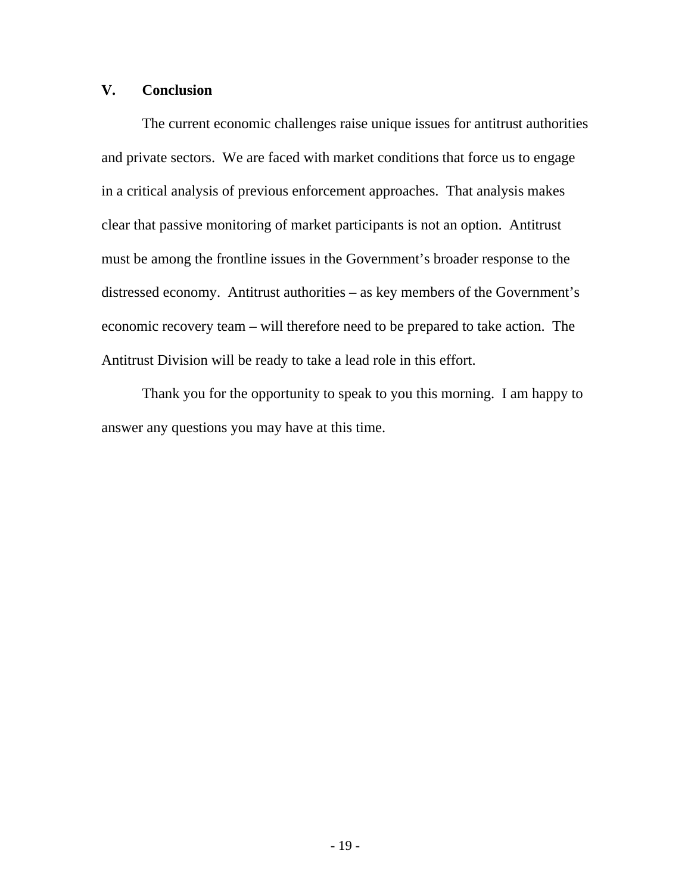## V. Conclusion

The current economic challenges raise unique issues for antitrust authorities and private sectors. We are faced with market conditions that force us to engage in a critical analysis of previous enforcement approaches. That analysis makes clear that passive monitoring of market participants is not an option. Antitrust must be among the frontline issues in the Government's broader response to the distressed economy. Antitrust authorities – as key members of the Government's economic recovery team – will therefore need to be prepared to take action. The Antitrust Division will be ready to take a lead role in this effort.

Thank you for the opportunity to speak to you this morning. I am happy to answer any questions you may have at this time.